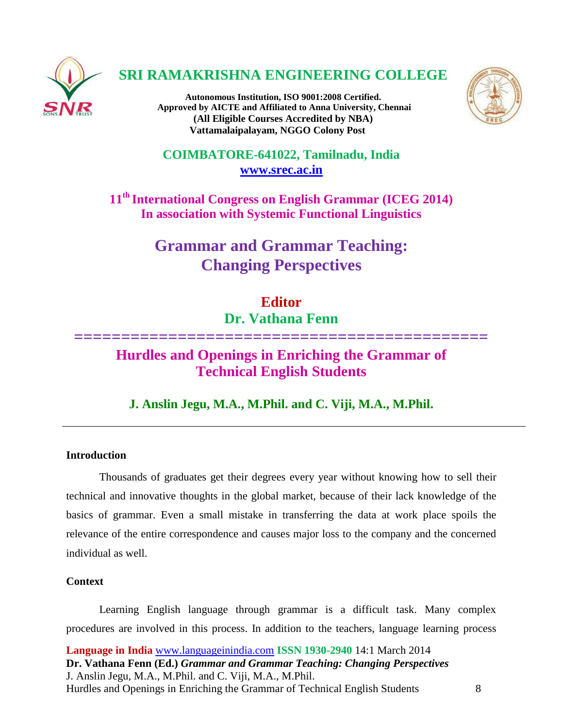# SRI RAMAKRISHNA ENGINEERING COLLEGE

**Autonomous Institution, ISO 9001:2008 Certified.**
**Approved by AICTE and Affiliated to Anna University, Chennai**
**(All Eligible Courses Accredited by NBA)**
**Vattamalaipalayam, NGGO Colony Post**

**COIMBATORE-641022, Tamilnadu, India**
**www.srec.ac.in**

**11th International Congress on English Grammar (ICEG 2014)**
**In association with Systemic Functional Linguistics**

## Grammar and Grammar Teaching: Changing Perspectives

**Editor**
**Dr. Vathana Fenn**

=========================================

# Hurdles and Openings in Enriching the Grammar of Technical English Students

**J. Anslin Jegu, M.A., M.Phil. and C. Viji, M.A., M.Phil.**

---

### Introduction

Thousands of graduates get their degrees every year without knowing how to sell their technical and innovative thoughts in the global market, because of their lack knowledge of the basics of grammar. Even a small mistake in transferring the data at work place spoils the relevance of the entire correspondence and causes major loss to the company and the concerned individual as well.

### Context

Learning English language through grammar is a difficult task. Many complex procedures are involved in this process. In addition to the teachers, language learning process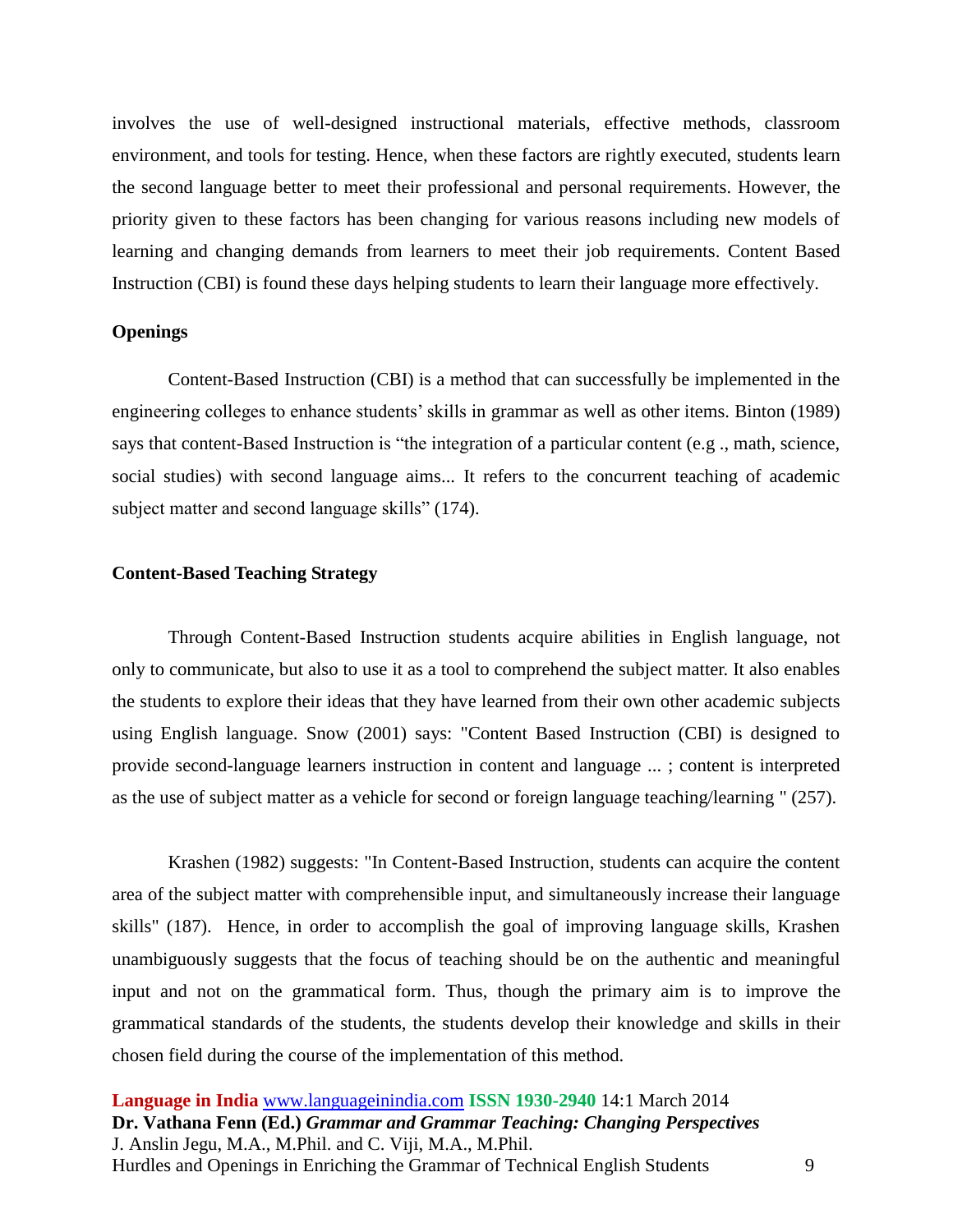involves the use of well-designed instructional materials, effective methods, classroom environment, and tools for testing. Hence, when these factors are rightly executed, students learn the second language better to meet their professional and personal requirements. However, the priority given to these factors has been changing for various reasons including new models of learning and changing demands from learners to meet their job requirements. Content Based Instruction (CBI) is found these days helping students to learn their language more effectively.

## Openings

Content-Based Instruction (CBI) is a method that can successfully be implemented in the engineering colleges to enhance students' skills in grammar as well as other items. Binton (1989) says that content-Based Instruction is "the integration of a particular content (e.g ., math, science, social studies) with second language aims... It refers to the concurrent teaching of academic subject matter and second language skills" (174).

## Content-Based Teaching Strategy

Through Content-Based Instruction students acquire abilities in English language, not only to communicate, but also to use it as a tool to comprehend the subject matter. It also enables the students to explore their ideas that they have learned from their own other academic subjects using English language. Snow (2001) says: "Content Based Instruction (CBI) is designed to provide second-language learners instruction in content and language ... ; content is interpreted as the use of subject matter as a vehicle for second or foreign language teaching/learning " (257).

Krashen (1982) suggests: "In Content-Based Instruction, students can acquire the content area of the subject matter with comprehensible input, and simultaneously increase their language skills" (187). Hence, in order to accomplish the goal of improving language skills, Krashen unambiguously suggests that the focus of teaching should be on the authentic and meaningful input and not on the grammatical form. Thus, though the primary aim is to improve the grammatical standards of the students, the students develop their knowledge and skills in their chosen field during the course of the implementation of this method.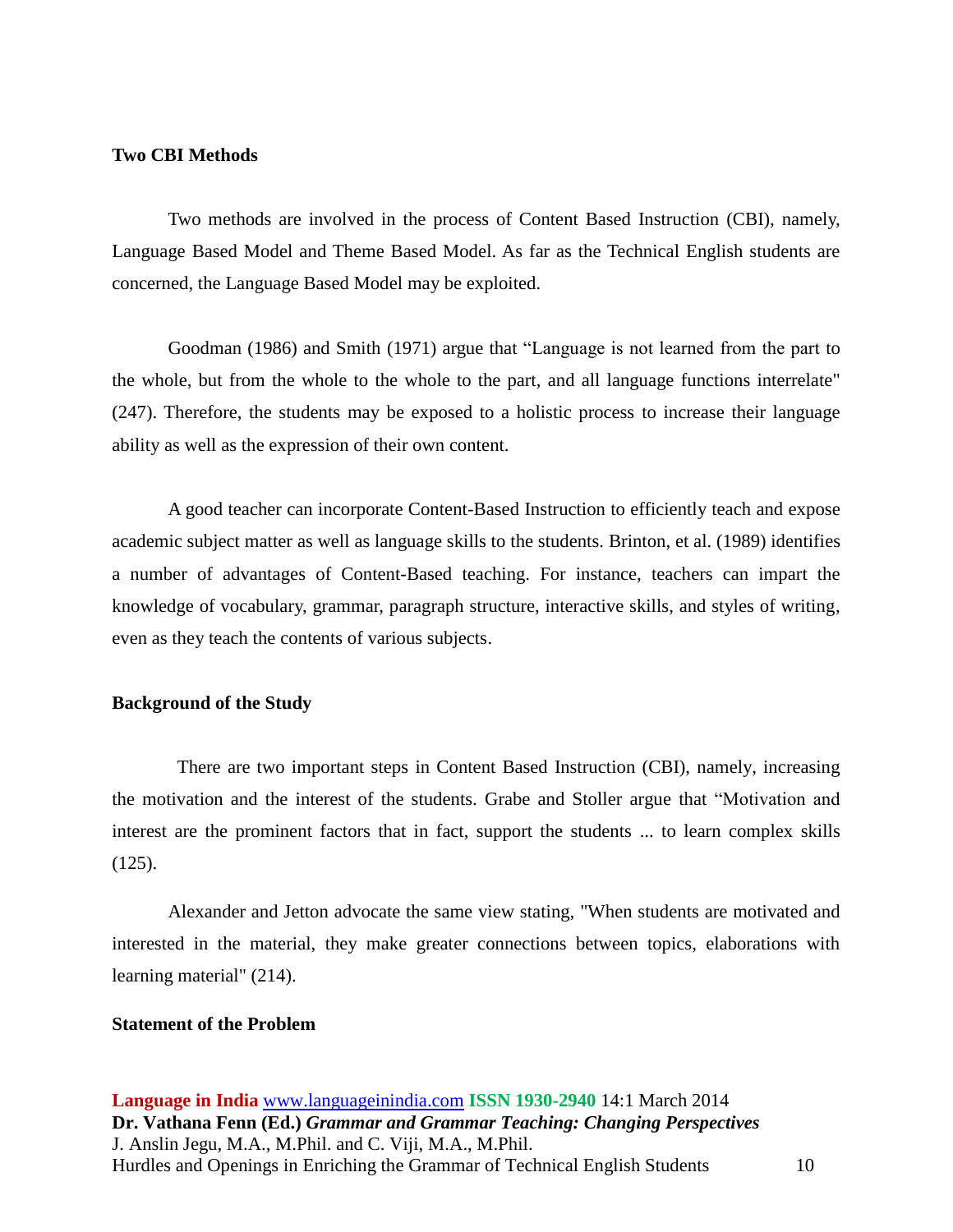**Two CBI Methods**

Two methods are involved in the process of Content Based Instruction (CBI), namely, Language Based Model and Theme Based Model. As far as the Technical English students are concerned, the Language Based Model may be exploited.

Goodman (1986) and Smith (1971) argue that "Language is not learned from the part to the whole, but from the whole to the whole to the part, and all language functions interrelate" (247). Therefore, the students may be exposed to a holistic process to increase their language ability as well as the expression of their own content.

A good teacher can incorporate Content-Based Instruction to efficiently teach and expose academic subject matter as well as language skills to the students. Brinton, et al. (1989) identifies a number of advantages of Content-Based teaching. For instance, teachers can impart the knowledge of vocabulary, grammar, paragraph structure, interactive skills, and styles of writing, even as they teach the contents of various subjects.

**Background of the Study**

There are two important steps in Content Based Instruction (CBI), namely, increasing the motivation and the interest of the students. Grabe and Stoller argue that "Motivation and interest are the prominent factors that in fact, support the students ... to learn complex skills (125).

Alexander and Jetton advocate the same view stating, "When students are motivated and interested in the material, they make greater connections between topics, elaborations with learning material" (214).

**Statement of the Problem**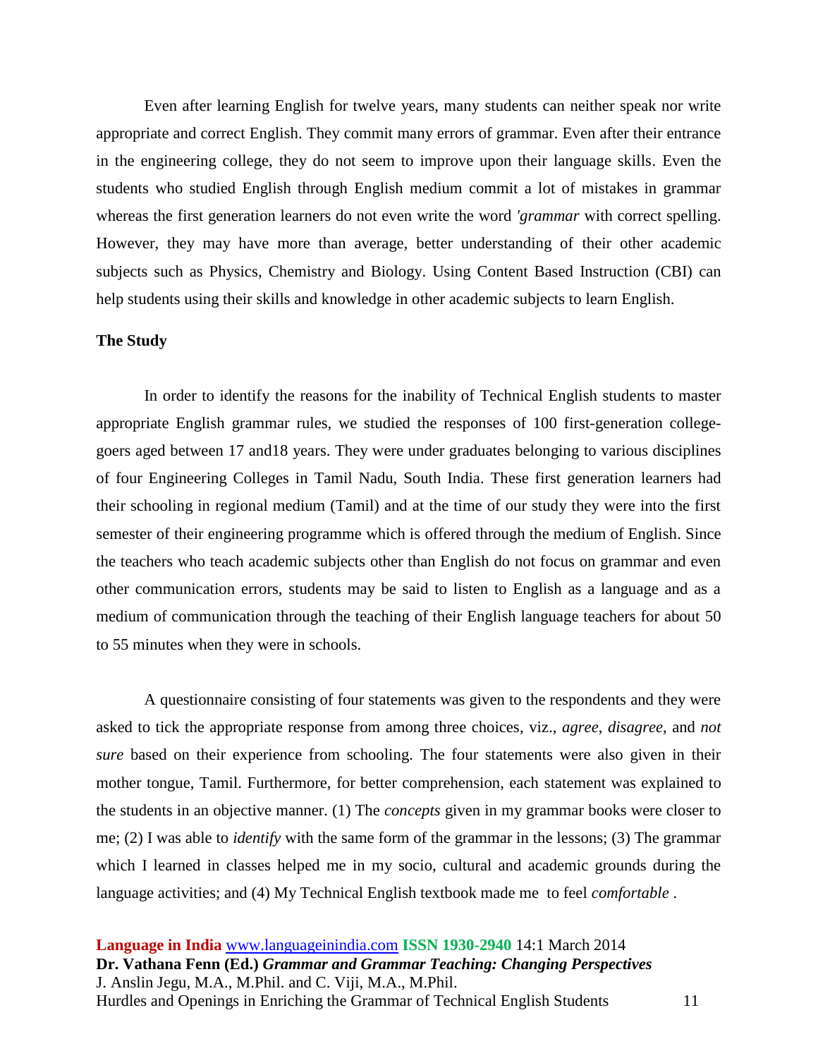Even after learning English for twelve years, many students can neither speak nor write appropriate and correct English. They commit many errors of grammar. Even after their entrance in the engineering college, they do not seem to improve upon their language skills. Even the students who studied English through English medium commit a lot of mistakes in grammar whereas the first generation learners do not even write the word *'grammar* with correct spelling. However, they may have more than average, better understanding of their other academic subjects such as Physics, Chemistry and Biology. Using Content Based Instruction (CBI) can help students using their skills and knowledge in other academic subjects to learn English.

**The Study**

In order to identify the reasons for the inability of Technical English students to master appropriate English grammar rules, we studied the responses of 100 first-generation college-goers aged between 17 and18 years. They were under graduates belonging to various disciplines of four Engineering Colleges in Tamil Nadu, South India. These first generation learners had their schooling in regional medium (Tamil) and at the time of our study they were into the first semester of their engineering programme which is offered through the medium of English. Since the teachers who teach academic subjects other than English do not focus on grammar and even other communication errors, students may be said to listen to English as a language and as a medium of communication through the teaching of their English language teachers for about 50 to 55 minutes when they were in schools.

A questionnaire consisting of four statements was given to the respondents and they were asked to tick the appropriate response from among three choices, viz., *agree*, *disagree*, and *not sure* based on their experience from schooling. The four statements were also given in their mother tongue, Tamil. Furthermore, for better comprehension, each statement was explained to the students in an objective manner. (1) The *concepts* given in my grammar books were closer to me; (2) I was able to *identify* with the same form of the grammar in the lessons; (3) The grammar which I learned in classes helped me in my socio, cultural and academic grounds during the language activities; and (4) My Technical English textbook made me to feel *comfortable* .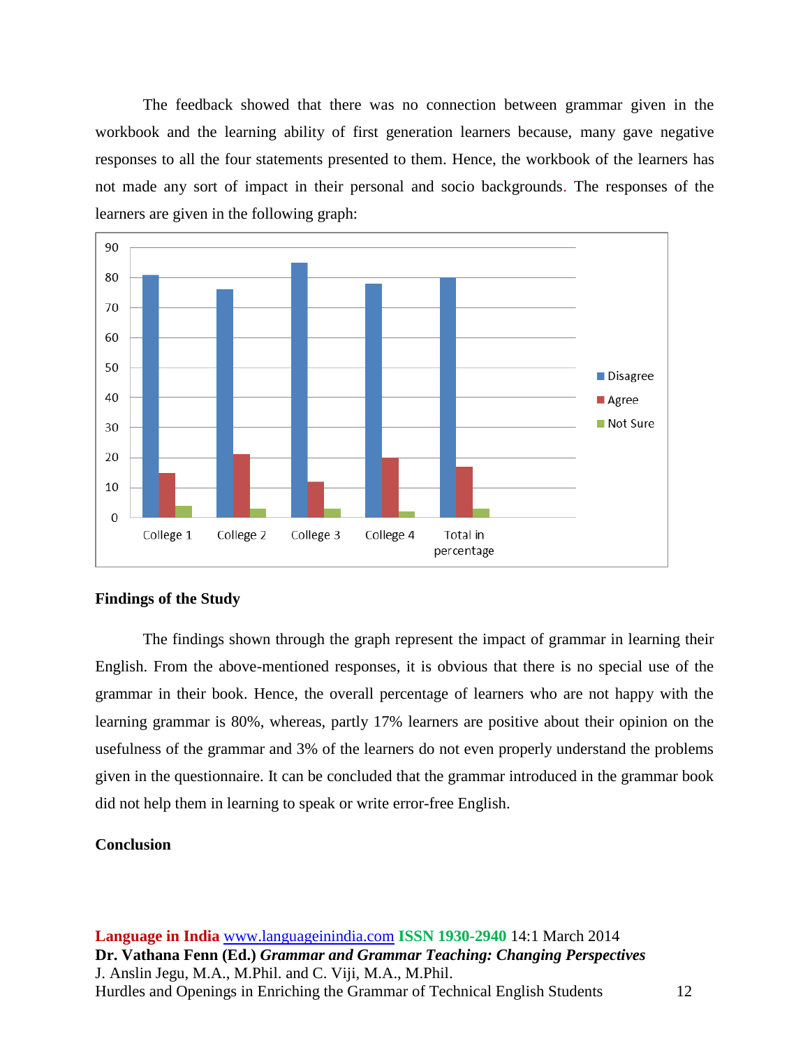The feedback showed that there was no connection between grammar given in the workbook and the learning ability of first generation learners because, many gave negative responses to all the four statements presented to them. Hence, the workbook of the learners has not made any sort of impact in their personal and socio backgrounds. The responses of the learners are given in the following graph:

## Findings of the Study

The findings shown through the graph represent the impact of grammar in learning their English. From the above-mentioned responses, it is obvious that there is no special use of the grammar in their book. Hence, the overall percentage of learners who are not happy with the learning grammar is 80%, whereas, partly 17% learners are positive about their opinion on the usefulness of the grammar and 3% of the learners do not even properly understand the problems given in the questionnaire. It can be concluded that the grammar introduced in the grammar book did not help them in learning to speak or write error-free English.

## Conclusion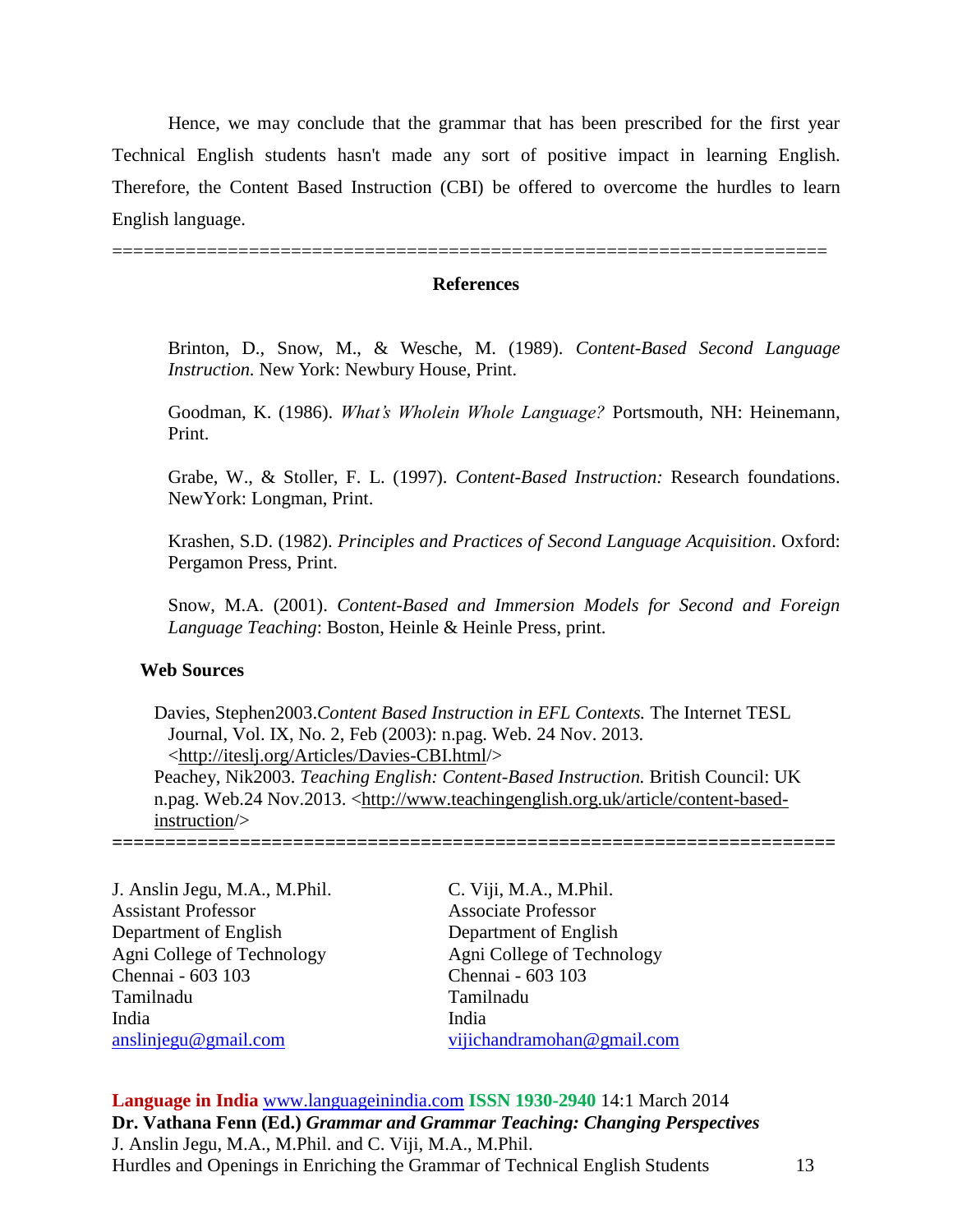Hence, we may conclude that the grammar that has been prescribed for the first year Technical English students hasn't made any sort of positive impact in learning English. Therefore, the Content Based Instruction (CBI) be offered to overcome the hurdles to learn English language.

---

## References

Brinton, D., Snow, M., & Wesche, M. (1989). *Content-Based Second Language Instruction.* New York: Newbury House, Print.

Goodman, K. (1986). *What's Wholein Whole Language?* Portsmouth, NH: Heinemann, Print.

Grabe, W., & Stoller, F. L. (1997). *Content-Based Instruction:* Research foundations. NewYork: Longman, Print.

Krashen, S.D. (1982). *Principles and Practices of Second Language Acquisition*. Oxford: Pergamon Press, Print.

Snow, M.A. (2001). *Content-Based and Immersion Models for Second and Foreign Language Teaching*: Boston, Heinle & Heinle Press, print.

### Web Sources

Davies, Stephen2003.*Content Based Instruction in EFL Contexts.* The Internet TESL Journal, Vol. IX, No. 2, Feb (2003): n.pag. Web. 24 Nov. 2013. <http://iteslj.org/Articles/Davies-CBI.html/>

Peachey, Nik2003. *Teaching English: Content-Based Instruction.* British Council: UK n.pag. Web.24 Nov.2013. <http://www.teachingenglish.org.uk/article/content-based-instruction/>

---

J. Anslin Jegu, M.A., M.Phil.
Assistant Professor
Department of English
Agni College of Technology
Chennai - 603 103
Tamilnadu
India
anslinjegu@gmail.com

C. Viji, M.A., M.Phil.
Associate Professor
Department of English
Agni College of Technology
Chennai - 603 103
Tamilnadu
India
vijichandramohan@gmail.com